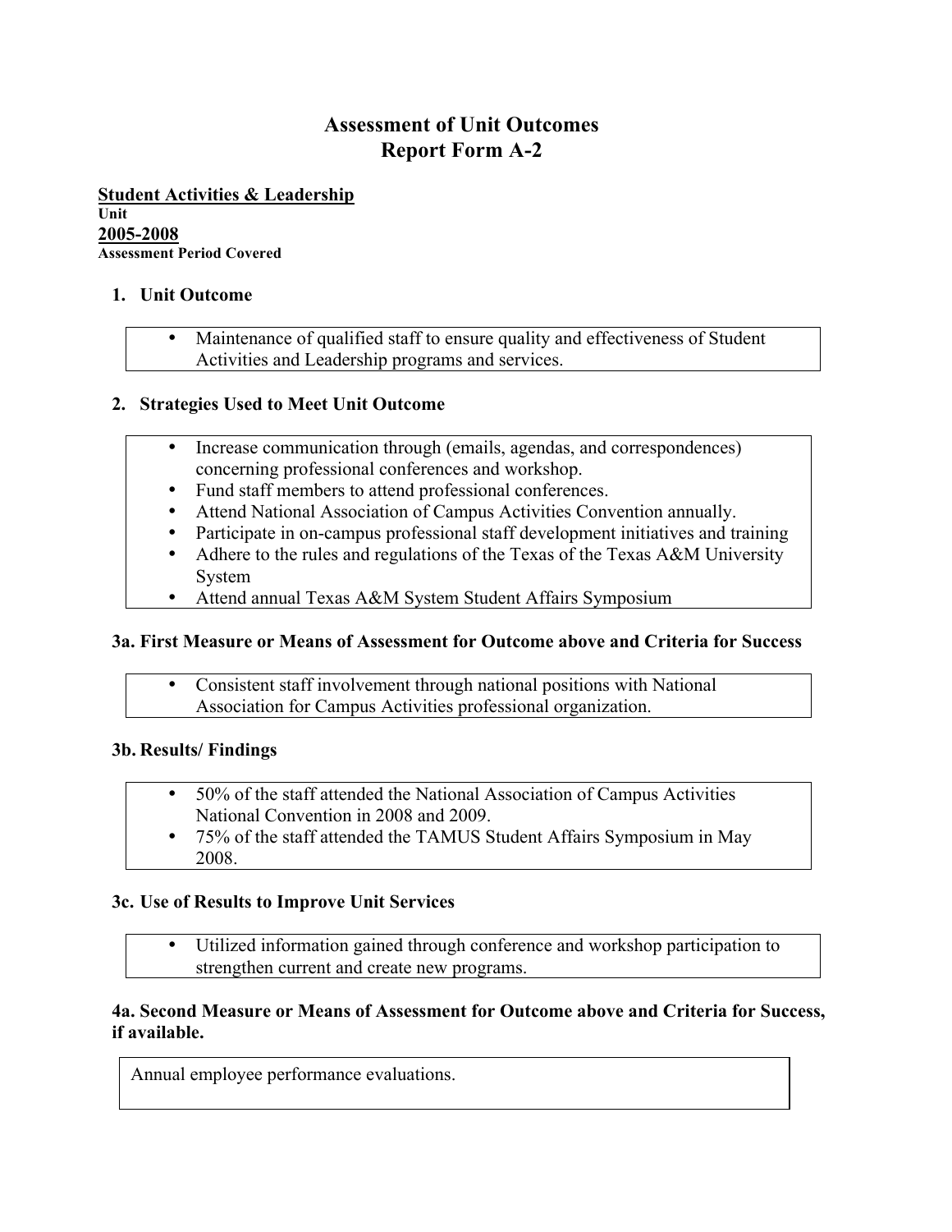# Assessment of Unit Outcomes
# Report Form A-2

**Student Activities & Leadership**
**Unit**
**2005-2008**
**Assessment Period Covered**

### 1. Unit Outcome

- Maintenance of qualified staff to ensure quality and effectiveness of Student Activities and Leadership programs and services.

### 2. Strategies Used to Meet Unit Outcome

- Increase communication through (emails, agendas, and correspondences) concerning professional conferences and workshop.
- Fund staff members to attend professional conferences.
- Attend National Association of Campus Activities Convention annually.
- Participate in on-campus professional staff development initiatives and training
- Adhere to the rules and regulations of the Texas of the Texas A&M University System
- Attend annual Texas A&M System Student Affairs Symposium

### 3a. First Measure or Means of Assessment for Outcome above and Criteria for Success

- Consistent staff involvement through national positions with National Association for Campus Activities professional organization.

### 3b. Results/ Findings

- 50% of the staff attended the National Association of Campus Activities National Convention in 2008 and 2009.
- 75% of the staff attended the TAMUS Student Affairs Symposium in May 2008.

### 3c. Use of Results to Improve Unit Services

- Utilized information gained through conference and workshop participation to strengthen current and create new programs.

### 4a. Second Measure or Means of Assessment for Outcome above and Criteria for Success, if available.

Annual employee performance evaluations.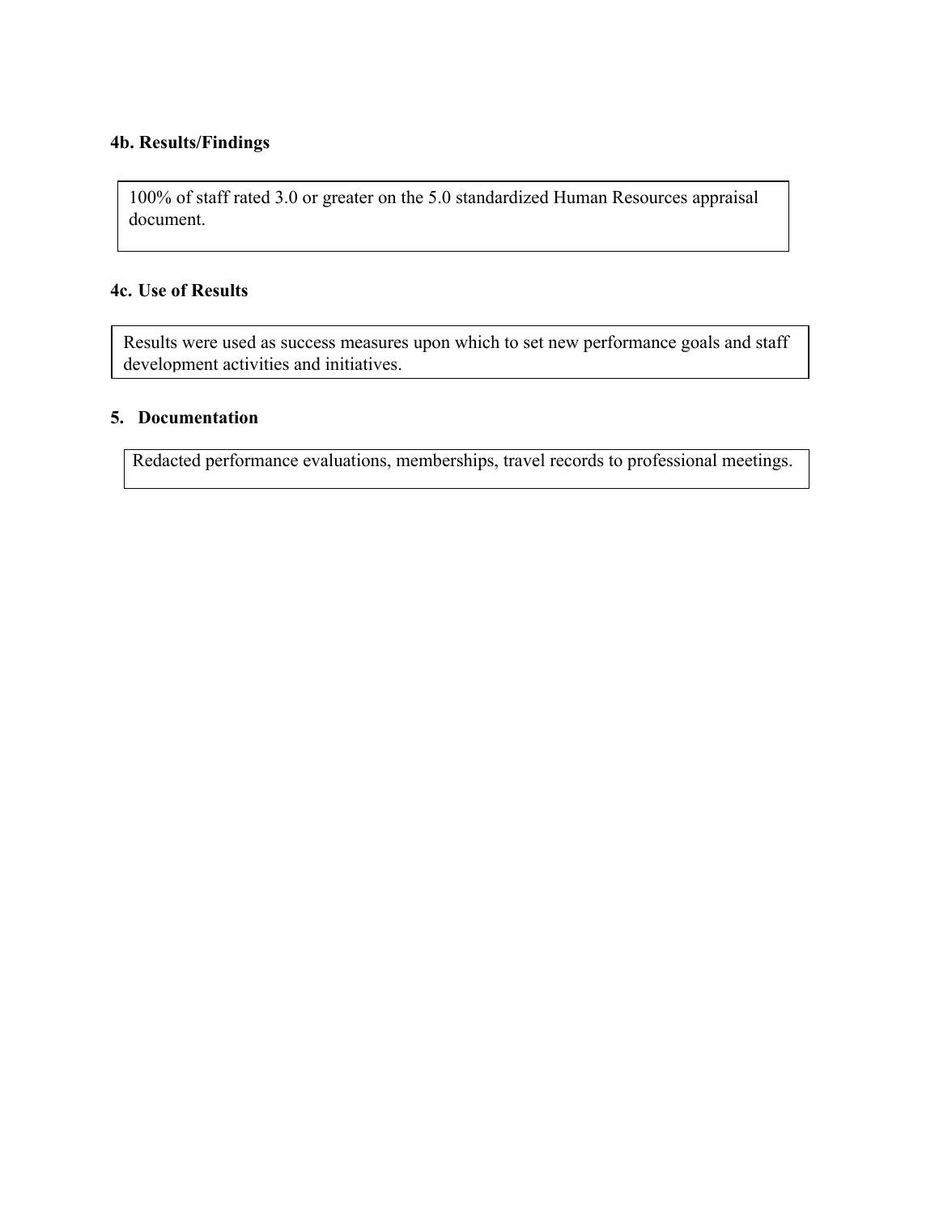### 4b. Results/Findings

100% of staff rated 3.0 or greater on the 5.0 standardized Human Resources appraisal document.

### 4c. Use of Results

Results were used as success measures upon which to set new performance goals and staff development activities and initiatives.

### 5. Documentation

Redacted performance evaluations, memberships, travel records to professional meetings.